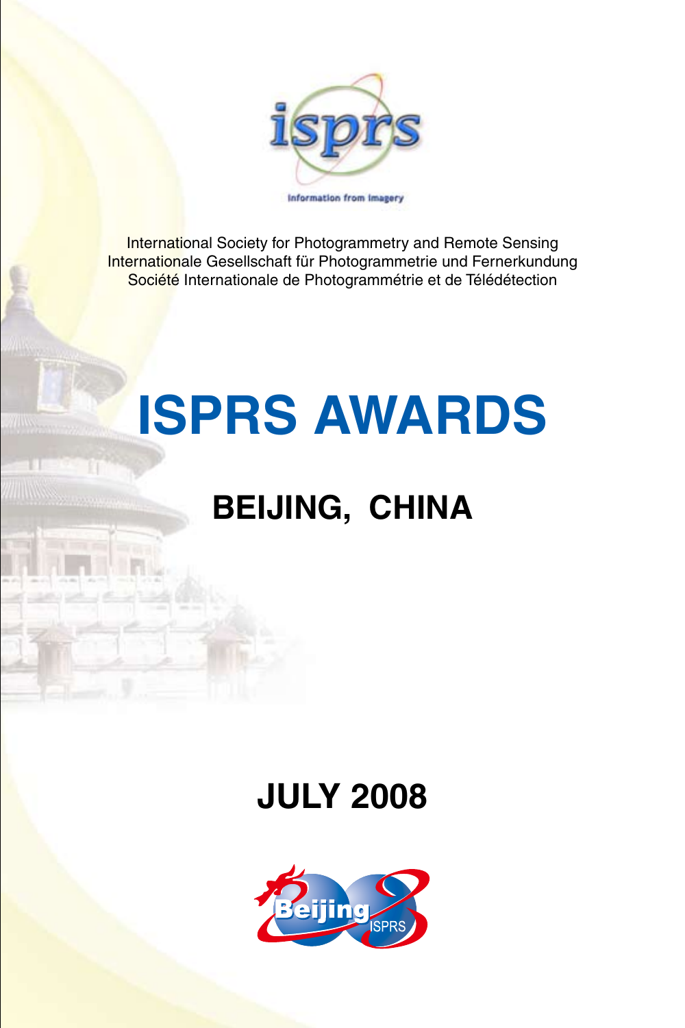isprs

information from imagery

International Society for Photogrammetry and Remote Sensing
Internationale Gesellschaft für Photogrammetrie und Fernerkundung
Société Internationale de Photogrammétrie et de Télédétection

# ISPRS AWARDS

## BEIJING, CHINA

## JULY 2008

Beijing ISPRS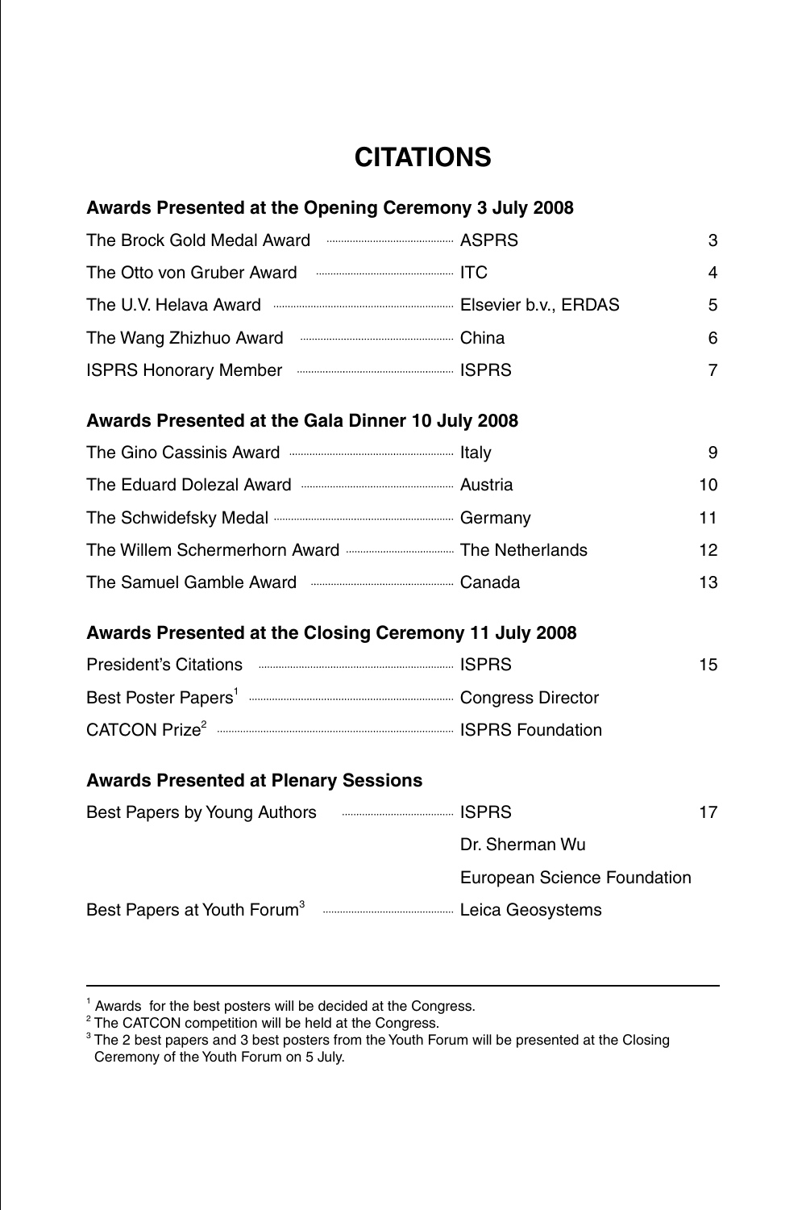# CITATIONS

## Awards Presented at the Opening Ceremony 3 July 2008

| Award | Sponsor | Page |
|---|---|---|
| The Brock Gold Medal Award | ASPRS | 3 |
| The Otto von Gruber Award | ITC | 4 |
| The U.V. Helava Award | Elsevier b.v., ERDAS | 5 |
| The Wang Zhizhuo Award | China | 6 |
| ISPRS Honorary Member | ISPRS | 7 |

## Awards Presented at the Gala Dinner 10 July 2008

| Award | Sponsor | Page |
|---|---|---|
| The Gino Cassinis Award | Italy | 9 |
| The Eduard Dolezal Award | Austria | 10 |
| The Schwidefsky Medal | Germany | 11 |
| The Willem Schermerhorn Award | The Netherlands | 12 |
| The Samuel Gamble Award | Canada | 13 |

## Awards Presented at the Closing Ceremony 11 July 2008

| Award | Sponsor | Page |
|---|---|---|
| President's Citations | ISPRS | 15 |
| Best Poster Papers[1] | Congress Director | |
| CATCON Prize[2] | ISPRS Foundation | |

## Awards Presented at Plenary Sessions

| Award | Sponsor | Page |
|---|---|---|
| Best Papers by Young Authors | ISPRS | 17 |
| | Dr. Sherman Wu | |
| | European Science Foundation | |
| Best Papers at Youth Forum[3] | Leica Geosystems | |

---

[1] Awards for the best posters will be decided at the Congress.

[2] The CATCON competition will be held at the Congress.

[3] The 2 best papers and 3 best posters from the Youth Forum will be presented at the Closing Ceremony of the Youth Forum on 5 July.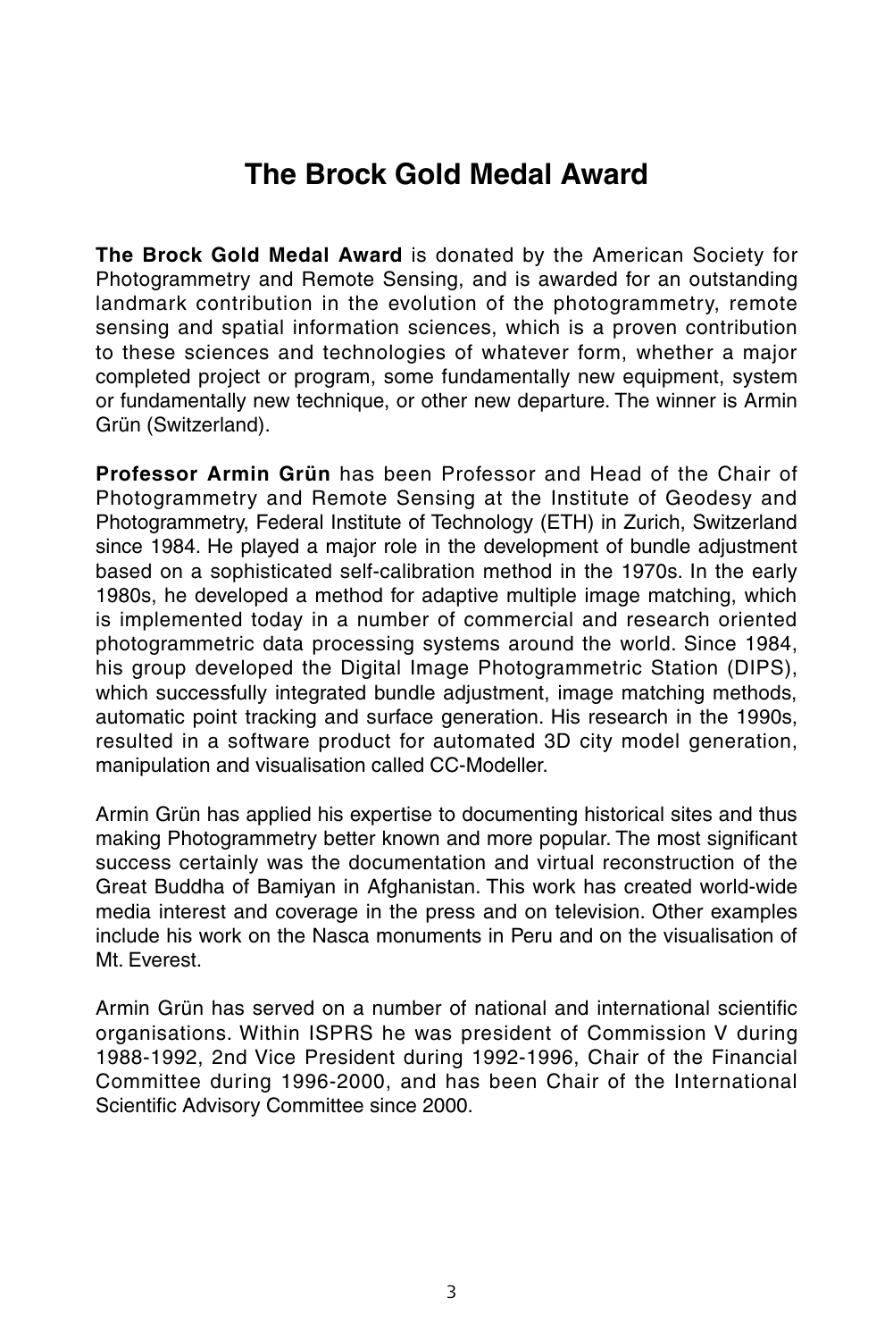# The Brock Gold Medal Award

**The Brock Gold Medal Award** is donated by the American Society for Photogrammetry and Remote Sensing, and is awarded for an outstanding landmark contribution in the evolution of the photogrammetry, remote sensing and spatial information sciences, which is a proven contribution to these sciences and technologies of whatever form, whether a major completed project or program, some fundamentally new equipment, system or fundamentally new technique, or other new departure. The winner is Armin Grün (Switzerland).

**Professor Armin Grün** has been Professor and Head of the Chair of Photogrammetry and Remote Sensing at the Institute of Geodesy and Photogrammetry, Federal Institute of Technology (ETH) in Zurich, Switzerland since 1984. He played a major role in the development of bundle adjustment based on a sophisticated self-calibration method in the 1970s. In the early 1980s, he developed a method for adaptive multiple image matching, which is implemented today in a number of commercial and research oriented photogrammetric data processing systems around the world. Since 1984, his group developed the Digital Image Photogrammetric Station (DIPS), which successfully integrated bundle adjustment, image matching methods, automatic point tracking and surface generation. His research in the 1990s, resulted in a software product for automated 3D city model generation, manipulation and visualisation called CC-Modeller.

Armin Grün has applied his expertise to documenting historical sites and thus making Photogrammetry better known and more popular. The most significant success certainly was the documentation and virtual reconstruction of the Great Buddha of Bamiyan in Afghanistan. This work has created world-wide media interest and coverage in the press and on television. Other examples include his work on the Nasca monuments in Peru and on the visualisation of Mt. Everest.

Armin Grün has served on a number of national and international scientific organisations. Within ISPRS he was president of Commission V during 1988-1992, 2nd Vice President during 1992-1996, Chair of the Financial Committee during 1996-2000, and has been Chair of the International Scientific Advisory Committee since 2000.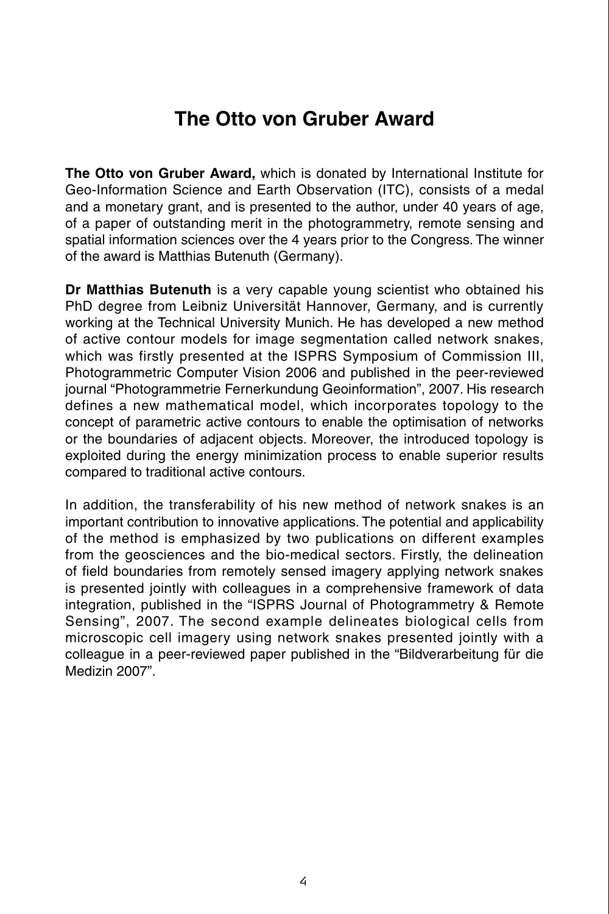# The Otto von Gruber Award

**The Otto von Gruber Award,** which is donated by International Institute for Geo-Information Science and Earth Observation (ITC), consists of a medal and a monetary grant, and is presented to the author, under 40 years of age, of a paper of outstanding merit in the photogrammetry, remote sensing and spatial information sciences over the 4 years prior to the Congress. The winner of the award is Matthias Butenuth (Germany).

**Dr Matthias Butenuth** is a very capable young scientist who obtained his PhD degree from Leibniz Universität Hannover, Germany, and is currently working at the Technical University Munich. He has developed a new method of active contour models for image segmentation called network snakes, which was firstly presented at the ISPRS Symposium of Commission III, Photogrammetric Computer Vision 2006 and published in the peer-reviewed journal "Photogrammetrie Fernerkundung Geoinformation", 2007. His research defines a new mathematical model, which incorporates topology to the concept of parametric active contours to enable the optimisation of networks or the boundaries of adjacent objects. Moreover, the introduced topology is exploited during the energy minimization process to enable superior results compared to traditional active contours.

In addition, the transferability of his new method of network snakes is an important contribution to innovative applications. The potential and applicability of the method is emphasized by two publications on different examples from the geosciences and the bio-medical sectors. Firstly, the delineation of field boundaries from remotely sensed imagery applying network snakes is presented jointly with colleagues in a comprehensive framework of data integration, published in the "ISPRS Journal of Photogrammetry & Remote Sensing", 2007. The second example delineates biological cells from microscopic cell imagery using network snakes presented jointly with a colleague in a peer-reviewed paper published in the "Bildverarbeitung für die Medizin 2007".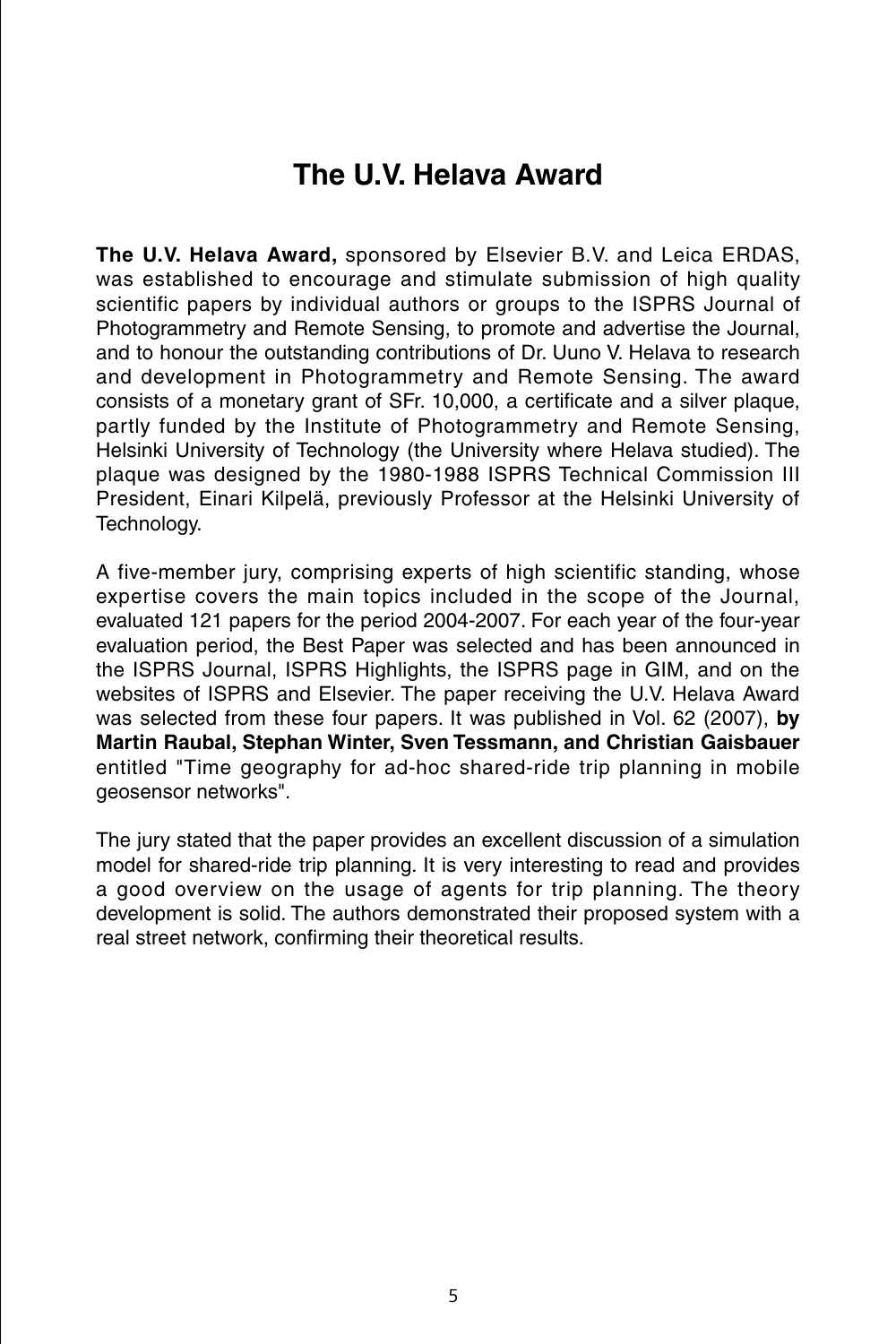# The U.V. Helava Award

**The U.V. Helava Award,** sponsored by Elsevier B.V. and Leica ERDAS, was established to encourage and stimulate submission of high quality scientific papers by individual authors or groups to the ISPRS Journal of Photogrammetry and Remote Sensing, to promote and advertise the Journal, and to honour the outstanding contributions of Dr. Uuno V. Helava to research and development in Photogrammetry and Remote Sensing. The award consists of a monetary grant of SFr. 10,000, a certificate and a silver plaque, partly funded by the Institute of Photogrammetry and Remote Sensing, Helsinki University of Technology (the University where Helava studied). The plaque was designed by the 1980-1988 ISPRS Technical Commission III President, Einari Kilpelä, previously Professor at the Helsinki University of Technology.

A five-member jury, comprising experts of high scientific standing, whose expertise covers the main topics included in the scope of the Journal, evaluated 121 papers for the period 2004-2007. For each year of the four-year evaluation period, the Best Paper was selected and has been announced in the ISPRS Journal, ISPRS Highlights, the ISPRS page in GIM, and on the websites of ISPRS and Elsevier. The paper receiving the U.V. Helava Award was selected from these four papers. It was published in Vol. 62 (2007), **by Martin Raubal, Stephan Winter, Sven Tessmann, and Christian Gaisbauer** entitled "Time geography for ad-hoc shared-ride trip planning in mobile geosensor networks".

The jury stated that the paper provides an excellent discussion of a simulation model for shared-ride trip planning. It is very interesting to read and provides a good overview on the usage of agents for trip planning. The theory development is solid. The authors demonstrated their proposed system with a real street network, confirming their theoretical results.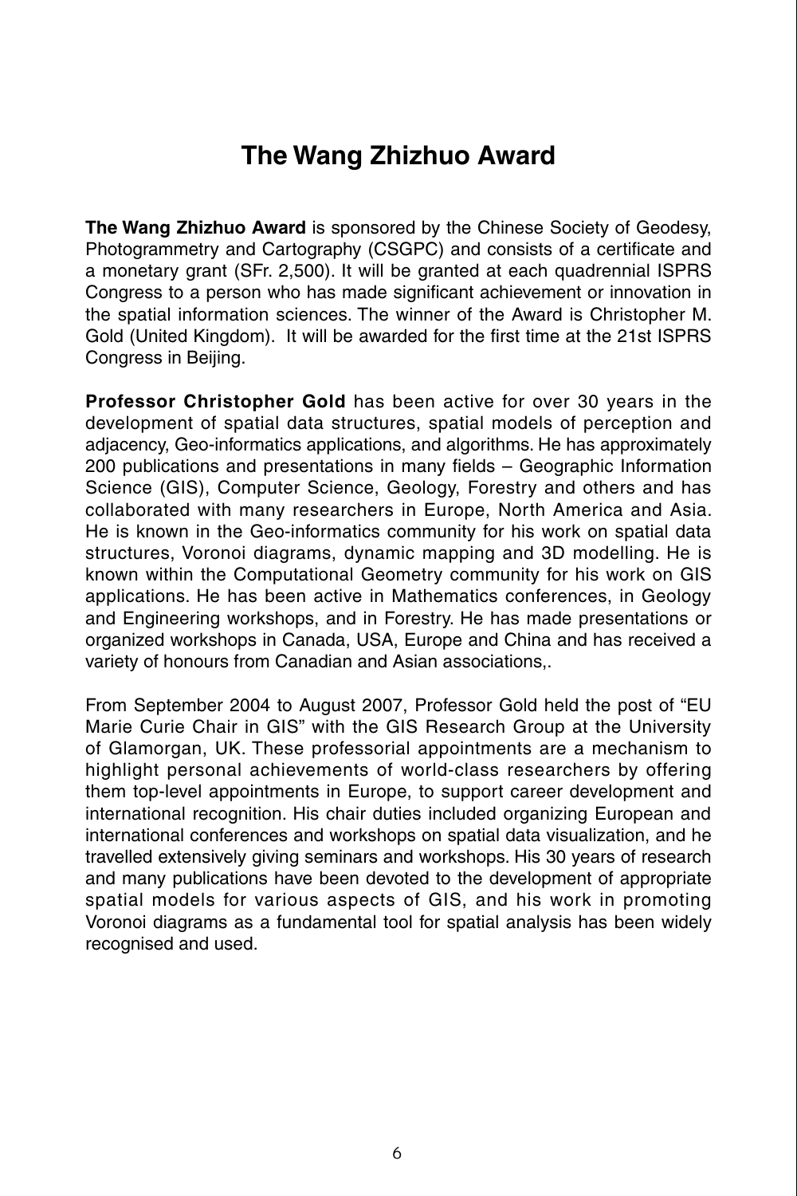# The Wang Zhizhuo Award

**The Wang Zhizhuo Award** is sponsored by the Chinese Society of Geodesy, Photogrammetry and Cartography (CSGPC) and consists of a certificate and a monetary grant (SFr. 2,500). It will be granted at each quadrennial ISPRS Congress to a person who has made significant achievement or innovation in the spatial information sciences. The winner of the Award is Christopher M. Gold (United Kingdom). It will be awarded for the first time at the 21st ISPRS Congress in Beijing.

**Professor Christopher Gold** has been active for over 30 years in the development of spatial data structures, spatial models of perception and adjacency, Geo-informatics applications, and algorithms. He has approximately 200 publications and presentations in many fields – Geographic Information Science (GIS), Computer Science, Geology, Forestry and others and has collaborated with many researchers in Europe, North America and Asia. He is known in the Geo-informatics community for his work on spatial data structures, Voronoi diagrams, dynamic mapping and 3D modelling. He is known within the Computational Geometry community for his work on GIS applications. He has been active in Mathematics conferences, in Geology and Engineering workshops, and in Forestry. He has made presentations or organized workshops in Canada, USA, Europe and China and has received a variety of honours from Canadian and Asian associations,.

From September 2004 to August 2007, Professor Gold held the post of "EU Marie Curie Chair in GIS" with the GIS Research Group at the University of Glamorgan, UK. These professorial appointments are a mechanism to highlight personal achievements of world-class researchers by offering them top-level appointments in Europe, to support career development and international recognition. His chair duties included organizing European and international conferences and workshops on spatial data visualization, and he travelled extensively giving seminars and workshops. His 30 years of research and many publications have been devoted to the development of appropriate spatial models for various aspects of GIS, and his work in promoting Voronoi diagrams as a fundamental tool for spatial analysis has been widely recognised and used.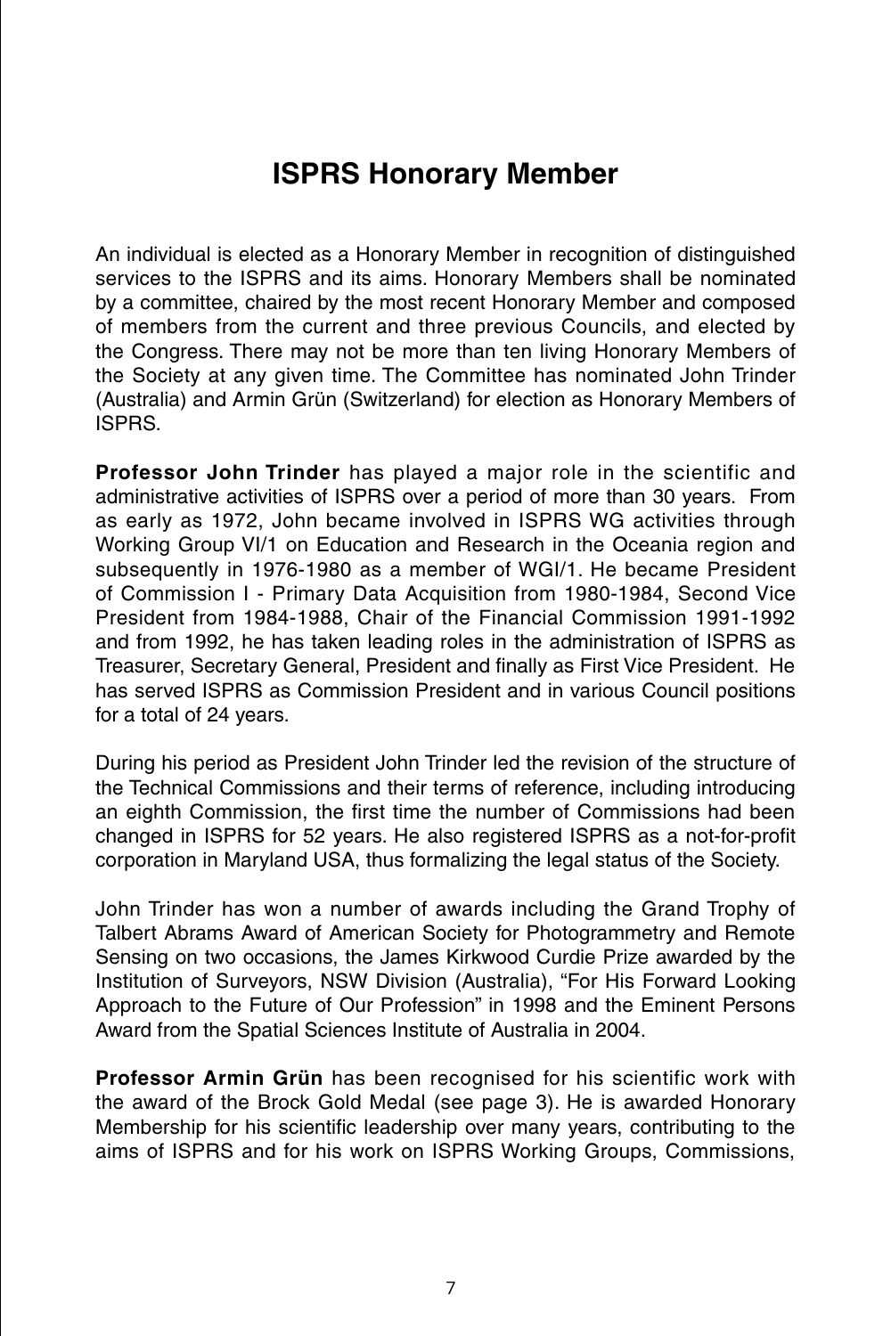# ISPRS Honorary Member

An individual is elected as a Honorary Member in recognition of distinguished services to the ISPRS and its aims. Honorary Members shall be nominated by a committee, chaired by the most recent Honorary Member and composed of members from the current and three previous Councils, and elected by the Congress. There may not be more than ten living Honorary Members of the Society at any given time. The Committee has nominated John Trinder (Australia) and Armin Grün (Switzerland) for election as Honorary Members of ISPRS.

**Professor John Trinder** has played a major role in the scientific and administrative activities of ISPRS over a period of more than 30 years. From as early as 1972, John became involved in ISPRS WG activities through Working Group VI/1 on Education and Research in the Oceania region and subsequently in 1976-1980 as a member of WGI/1. He became President of Commission I - Primary Data Acquisition from 1980-1984, Second Vice President from 1984-1988, Chair of the Financial Commission 1991-1992 and from 1992, he has taken leading roles in the administration of ISPRS as Treasurer, Secretary General, President and finally as First Vice President. He has served ISPRS as Commission President and in various Council positions for a total of 24 years.

During his period as President John Trinder led the revision of the structure of the Technical Commissions and their terms of reference, including introducing an eighth Commission, the first time the number of Commissions had been changed in ISPRS for 52 years. He also registered ISPRS as a not-for-profit corporation in Maryland USA, thus formalizing the legal status of the Society.

John Trinder has won a number of awards including the Grand Trophy of Talbert Abrams Award of American Society for Photogrammetry and Remote Sensing on two occasions, the James Kirkwood Curdie Prize awarded by the Institution of Surveyors, NSW Division (Australia), "For His Forward Looking Approach to the Future of Our Profession" in 1998 and the Eminent Persons Award from the Spatial Sciences Institute of Australia in 2004.

**Professor Armin Grün** has been recognised for his scientific work with the award of the Brock Gold Medal (see page 3). He is awarded Honorary Membership for his scientific leadership over many years, contributing to the aims of ISPRS and for his work on ISPRS Working Groups, Commissions,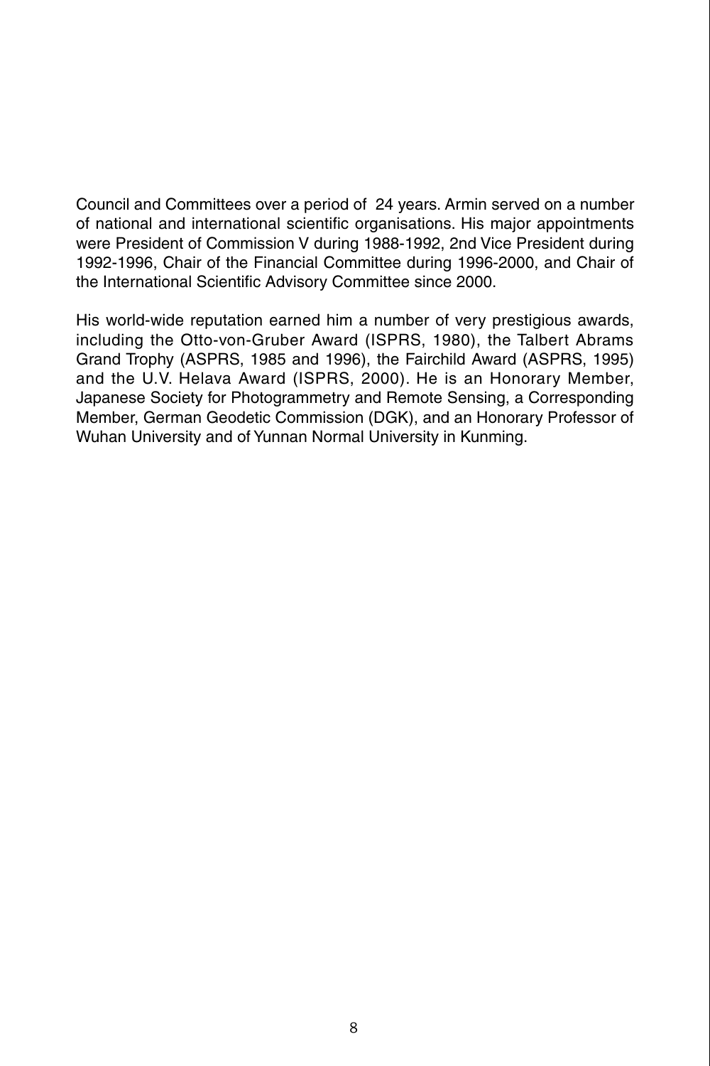Council and Committees over a period of 24 years. Armin served on a number of national and international scientific organisations. His major appointments were President of Commission V during 1988-1992, 2nd Vice President during 1992-1996, Chair of the Financial Committee during 1996-2000, and Chair of the International Scientific Advisory Committee since 2000.

His world-wide reputation earned him a number of very prestigious awards, including the Otto-von-Gruber Award (ISPRS, 1980), the Talbert Abrams Grand Trophy (ASPRS, 1985 and 1996), the Fairchild Award (ASPRS, 1995) and the U.V. Helava Award (ISPRS, 2000). He is an Honorary Member, Japanese Society for Photogrammetry and Remote Sensing, a Corresponding Member, German Geodetic Commission (DGK), and an Honorary Professor of Wuhan University and of Yunnan Normal University in Kunming.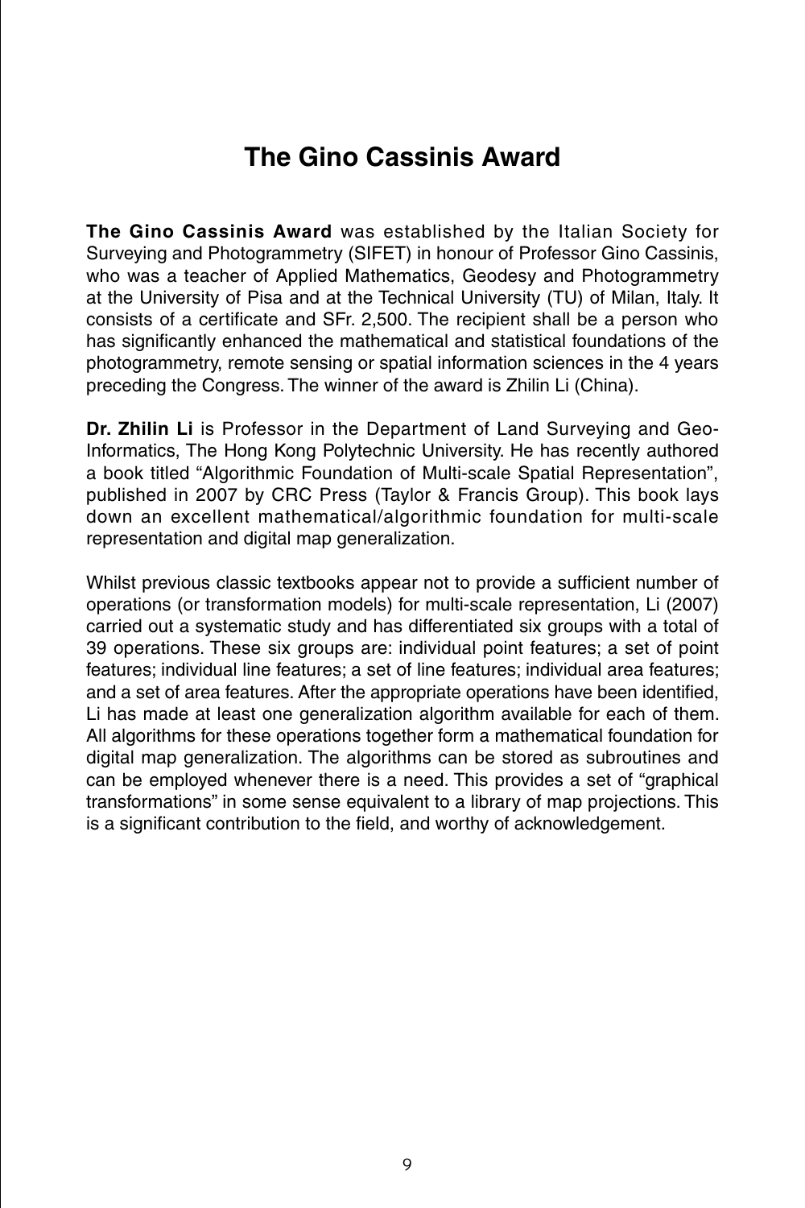# The Gino Cassinis Award

**The Gino Cassinis Award** was established by the Italian Society for Surveying and Photogrammetry (SIFET) in honour of Professor Gino Cassinis, who was a teacher of Applied Mathematics, Geodesy and Photogrammetry at the University of Pisa and at the Technical University (TU) of Milan, Italy. It consists of a certificate and SFr. 2,500. The recipient shall be a person who has significantly enhanced the mathematical and statistical foundations of the photogrammetry, remote sensing or spatial information sciences in the 4 years preceding the Congress. The winner of the award is Zhilin Li (China).

**Dr. Zhilin Li** is Professor in the Department of Land Surveying and Geo-Informatics, The Hong Kong Polytechnic University. He has recently authored a book titled "Algorithmic Foundation of Multi-scale Spatial Representation", published in 2007 by CRC Press (Taylor & Francis Group). This book lays down an excellent mathematical/algorithmic foundation for multi-scale representation and digital map generalization.

Whilst previous classic textbooks appear not to provide a sufficient number of operations (or transformation models) for multi-scale representation, Li (2007) carried out a systematic study and has differentiated six groups with a total of 39 operations. These six groups are: individual point features; a set of point features; individual line features; a set of line features; individual area features; and a set of area features. After the appropriate operations have been identified, Li has made at least one generalization algorithm available for each of them. All algorithms for these operations together form a mathematical foundation for digital map generalization. The algorithms can be stored as subroutines and can be employed whenever there is a need. This provides a set of "graphical transformations" in some sense equivalent to a library of map projections. This is a significant contribution to the field, and worthy of acknowledgement.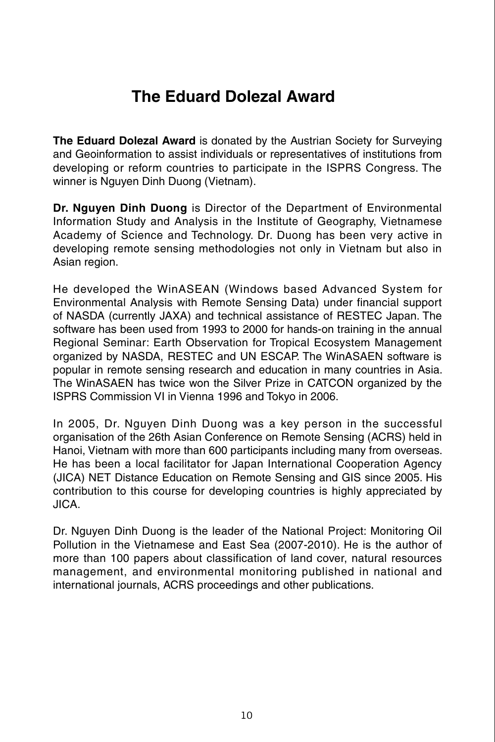# The Eduard Dolezal Award

**The Eduard Dolezal Award** is donated by the Austrian Society for Surveying and Geoinformation to assist individuals or representatives of institutions from developing or reform countries to participate in the ISPRS Congress. The winner is Nguyen Dinh Duong (Vietnam).

**Dr. Nguyen Dinh Duong** is Director of the Department of Environmental Information Study and Analysis in the Institute of Geography, Vietnamese Academy of Science and Technology. Dr. Duong has been very active in developing remote sensing methodologies not only in Vietnam but also in Asian region.

He developed the WinASEAN (Windows based Advanced System for Environmental Analysis with Remote Sensing Data) under financial support of NASDA (currently JAXA) and technical assistance of RESTEC Japan. The software has been used from 1993 to 2000 for hands-on training in the annual Regional Seminar: Earth Observation for Tropical Ecosystem Management organized by NASDA, RESTEC and UN ESCAP. The WinASAEN software is popular in remote sensing research and education in many countries in Asia. The WinASAEN has twice won the Silver Prize in CATCON organized by the ISPRS Commission VI in Vienna 1996 and Tokyo in 2006.

In 2005, Dr. Nguyen Dinh Duong was a key person in the successful organisation of the 26th Asian Conference on Remote Sensing (ACRS) held in Hanoi, Vietnam with more than 600 participants including many from overseas. He has been a local facilitator for Japan International Cooperation Agency (JICA) NET Distance Education on Remote Sensing and GIS since 2005. His contribution to this course for developing countries is highly appreciated by JICA.

Dr. Nguyen Dinh Duong is the leader of the National Project: Monitoring Oil Pollution in the Vietnamese and East Sea (2007-2010). He is the author of more than 100 papers about classification of land cover, natural resources management, and environmental monitoring published in national and international journals, ACRS proceedings and other publications.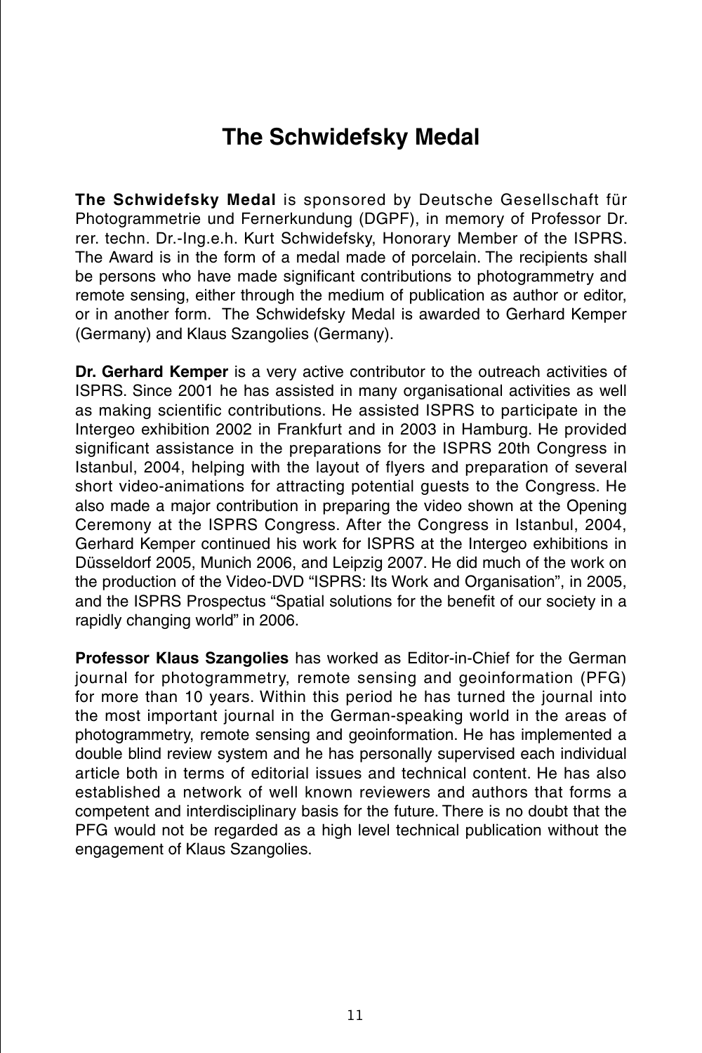# The Schwidefsky Medal

**The Schwidefsky Medal** is sponsored by Deutsche Gesellschaft für Photogrammetrie und Fernerkundung (DGPF), in memory of Professor Dr. rer. techn. Dr.-Ing.e.h. Kurt Schwidefsky, Honorary Member of the ISPRS. The Award is in the form of a medal made of porcelain. The recipients shall be persons who have made significant contributions to photogrammetry and remote sensing, either through the medium of publication as author or editor, or in another form. The Schwidefsky Medal is awarded to Gerhard Kemper (Germany) and Klaus Szangolies (Germany).

**Dr. Gerhard Kemper** is a very active contributor to the outreach activities of ISPRS. Since 2001 he has assisted in many organisational activities as well as making scientific contributions. He assisted ISPRS to participate in the Intergeo exhibition 2002 in Frankfurt and in 2003 in Hamburg. He provided significant assistance in the preparations for the ISPRS 20th Congress in Istanbul, 2004, helping with the layout of flyers and preparation of several short video-animations for attracting potential guests to the Congress. He also made a major contribution in preparing the video shown at the Opening Ceremony at the ISPRS Congress. After the Congress in Istanbul, 2004, Gerhard Kemper continued his work for ISPRS at the Intergeo exhibitions in Düsseldorf 2005, Munich 2006, and Leipzig 2007. He did much of the work on the production of the Video-DVD "ISPRS: Its Work and Organisation", in 2005, and the ISPRS Prospectus "Spatial solutions for the benefit of our society in a rapidly changing world" in 2006.

**Professor Klaus Szangolies** has worked as Editor-in-Chief for the German journal for photogrammetry, remote sensing and geoinformation (PFG) for more than 10 years. Within this period he has turned the journal into the most important journal in the German-speaking world in the areas of photogrammetry, remote sensing and geoinformation. He has implemented a double blind review system and he has personally supervised each individual article both in terms of editorial issues and technical content. He has also established a network of well known reviewers and authors that forms a competent and interdisciplinary basis for the future. There is no doubt that the PFG would not be regarded as a high level technical publication without the engagement of Klaus Szangolies.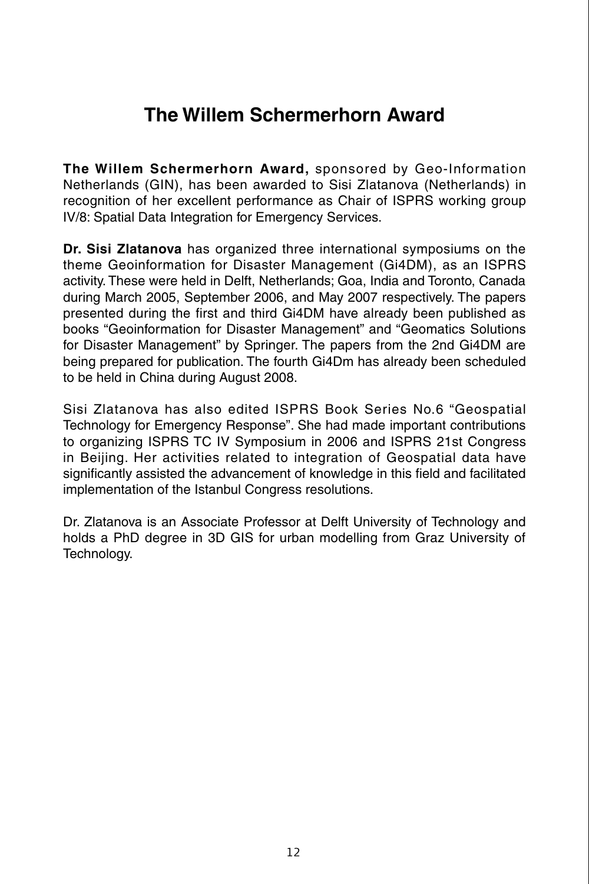# The Willem Schermerhorn Award

**The Willem Schermerhorn Award,** sponsored by Geo-Information Netherlands (GIN), has been awarded to Sisi Zlatanova (Netherlands) in recognition of her excellent performance as Chair of ISPRS working group IV/8: Spatial Data Integration for Emergency Services.

**Dr. Sisi Zlatanova** has organized three international symposiums on the theme Geoinformation for Disaster Management (Gi4DM), as an ISPRS activity. These were held in Delft, Netherlands; Goa, India and Toronto, Canada during March 2005, September 2006, and May 2007 respectively. The papers presented during the first and third Gi4DM have already been published as books "Geoinformation for Disaster Management" and "Geomatics Solutions for Disaster Management" by Springer. The papers from the 2nd Gi4DM are being prepared for publication. The fourth Gi4Dm has already been scheduled to be held in China during August 2008.

Sisi Zlatanova has also edited ISPRS Book Series No.6 "Geospatial Technology for Emergency Response". She had made important contributions to organizing ISPRS TC IV Symposium in 2006 and ISPRS 21st Congress in Beijing. Her activities related to integration of Geospatial data have significantly assisted the advancement of knowledge in this field and facilitated implementation of the Istanbul Congress resolutions.

Dr. Zlatanova is an Associate Professor at Delft University of Technology and holds a PhD degree in 3D GIS for urban modelling from Graz University of Technology.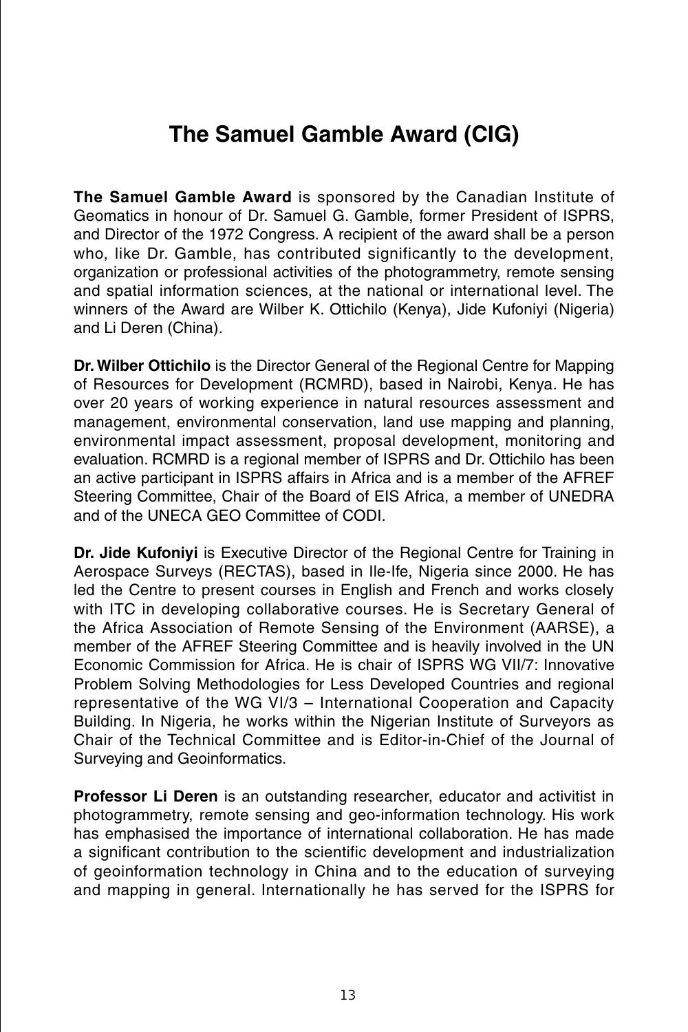# The Samuel Gamble Award (CIG)

**The Samuel Gamble Award** is sponsored by the Canadian Institute of Geomatics in honour of Dr. Samuel G. Gamble, former President of ISPRS, and Director of the 1972 Congress. A recipient of the award shall be a person who, like Dr. Gamble, has contributed significantly to the development, organization or professional activities of the photogrammetry, remote sensing and spatial information sciences, at the national or international level. The winners of the Award are Wilber K. Ottichilo (Kenya), Jide Kufoniyi (Nigeria) and Li Deren (China).

**Dr. Wilber Ottichilo** is the Director General of the Regional Centre for Mapping of Resources for Development (RCMRD), based in Nairobi, Kenya. He has over 20 years of working experience in natural resources assessment and management, environmental conservation, land use mapping and planning, environmental impact assessment, proposal development, monitoring and evaluation. RCMRD is a regional member of ISPRS and Dr. Ottichilo has been an active participant in ISPRS affairs in Africa and is a member of the AFREF Steering Committee, Chair of the Board of EIS Africa, a member of UNEDRA and of the UNECA GEO Committee of CODI.

**Dr. Jide Kufoniyi** is Executive Director of the Regional Centre for Training in Aerospace Surveys (RECTAS), based in Ile-Ife, Nigeria since 2000. He has led the Centre to present courses in English and French and works closely with ITC in developing collaborative courses. He is Secretary General of the Africa Association of Remote Sensing of the Environment (AARSE), a member of the AFREF Steering Committee and is heavily involved in the UN Economic Commission for Africa. He is chair of ISPRS WG VII/7: Innovative Problem Solving Methodologies for Less Developed Countries and regional representative of the WG VI/3 – International Cooperation and Capacity Building. In Nigeria, he works within the Nigerian Institute of Surveyors as Chair of the Technical Committee and is Editor-in-Chief of the Journal of Surveying and Geoinformatics.

**Professor Li Deren** is an outstanding researcher, educator and activitist in photogrammetry, remote sensing and geo-information technology. His work has emphasised the importance of international collaboration. He has made a significant contribution to the scientific development and industrialization of geoinformation technology in China and to the education of surveying and mapping in general. Internationally he has served for the ISPRS for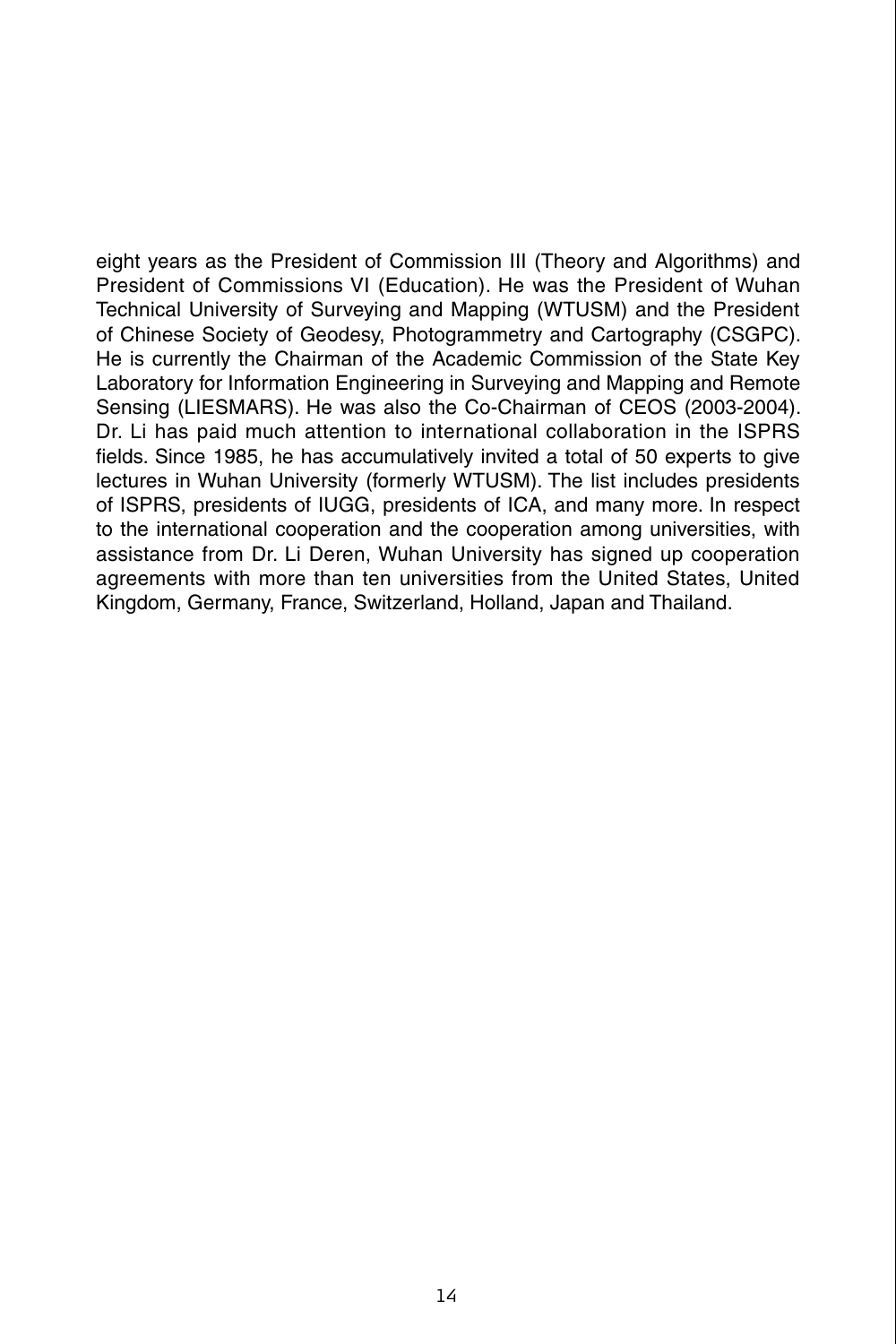eight years as the President of Commission III (Theory and Algorithms) and President of Commissions VI (Education). He was the President of Wuhan Technical University of Surveying and Mapping (WTUSM) and the President of Chinese Society of Geodesy, Photogrammetry and Cartography (CSGPC). He is currently the Chairman of the Academic Commission of the State Key Laboratory for Information Engineering in Surveying and Mapping and Remote Sensing (LIESMARS). He was also the Co-Chairman of CEOS (2003-2004). Dr. Li has paid much attention to international collaboration in the ISPRS fields. Since 1985, he has accumulatively invited a total of 50 experts to give lectures in Wuhan University (formerly WTUSM). The list includes presidents of ISPRS, presidents of IUGG, presidents of ICA, and many more. In respect to the international cooperation and the cooperation among universities, with assistance from Dr. Li Deren, Wuhan University has signed up cooperation agreements with more than ten universities from the United States, United Kingdom, Germany, France, Switzerland, Holland, Japan and Thailand.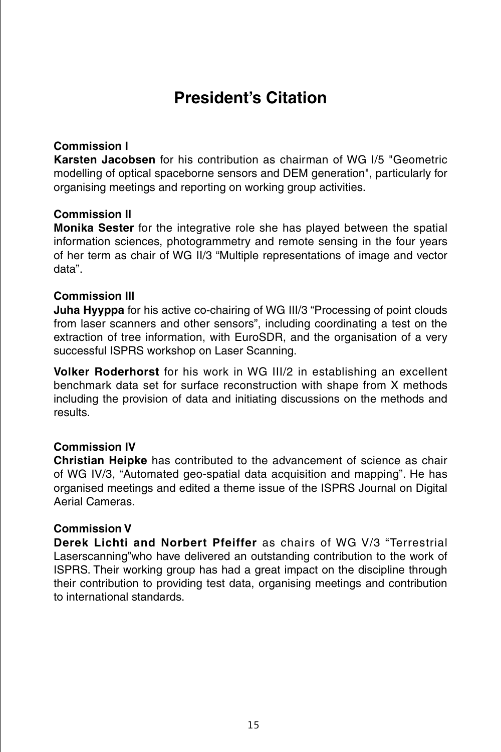# President’s Citation

**Commission I**

**Karsten Jacobsen** for his contribution as chairman of WG I/5 "Geometric modelling of optical spaceborne sensors and DEM generation", particularly for organising meetings and reporting on working group activities.

**Commission II**

**Monika Sester** for the integrative role she has played between the spatial information sciences, photogrammetry and remote sensing in the four years of her term as chair of WG II/3 “Multiple representations of image and vector data”.

**Commission III**

**Juha Hyyppa** for his active co-chairing of WG III/3 “Processing of point clouds from laser scanners and other sensors”, including coordinating a test on the extraction of tree information, with EuroSDR, and the organisation of a very successful ISPRS workshop on Laser Scanning.

**Volker Roderhorst** for his work in WG III/2 in establishing an excellent benchmark data set for surface reconstruction with shape from X methods including the provision of data and initiating discussions on the methods and results.

**Commission IV**

**Christian Heipke** has contributed to the advancement of science as chair of WG IV/3, “Automated geo-spatial data acquisition and mapping”. He has organised meetings and edited a theme issue of the ISPRS Journal on Digital Aerial Cameras.

**Commission V**

**Derek Lichti and Norbert Pfeiffer** as chairs of WG V/3 “Terrestrial Laserscanning”who have delivered an outstanding contribution to the work of ISPRS. Their working group has had a great impact on the discipline through their contribution to providing test data, organising meetings and contribution to international standards.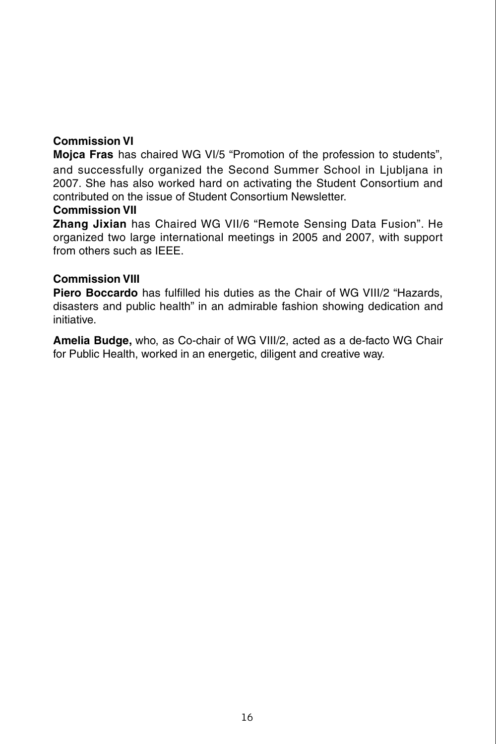**Commission VI**

**Mojca Fras** has chaired WG VI/5 “Promotion of the profession to students”, and successfully organized the Second Summer School in Ljubljana in 2007. She has also worked hard on activating the Student Consortium and contributed on the issue of Student Consortium Newsletter.

**Commission VII**

**Zhang Jixian** has Chaired WG VII/6 “Remote Sensing Data Fusion”. He organized two large international meetings in 2005 and 2007, with support from others such as IEEE.

**Commission VIII**

**Piero Boccardo** has fulfilled his duties as the Chair of WG VIII/2 “Hazards, disasters and public health” in an admirable fashion showing dedication and initiative.

**Amelia Budge,** who, as Co-chair of WG VIII/2, acted as a de-facto WG Chair for Public Health, worked in an energetic, diligent and creative way.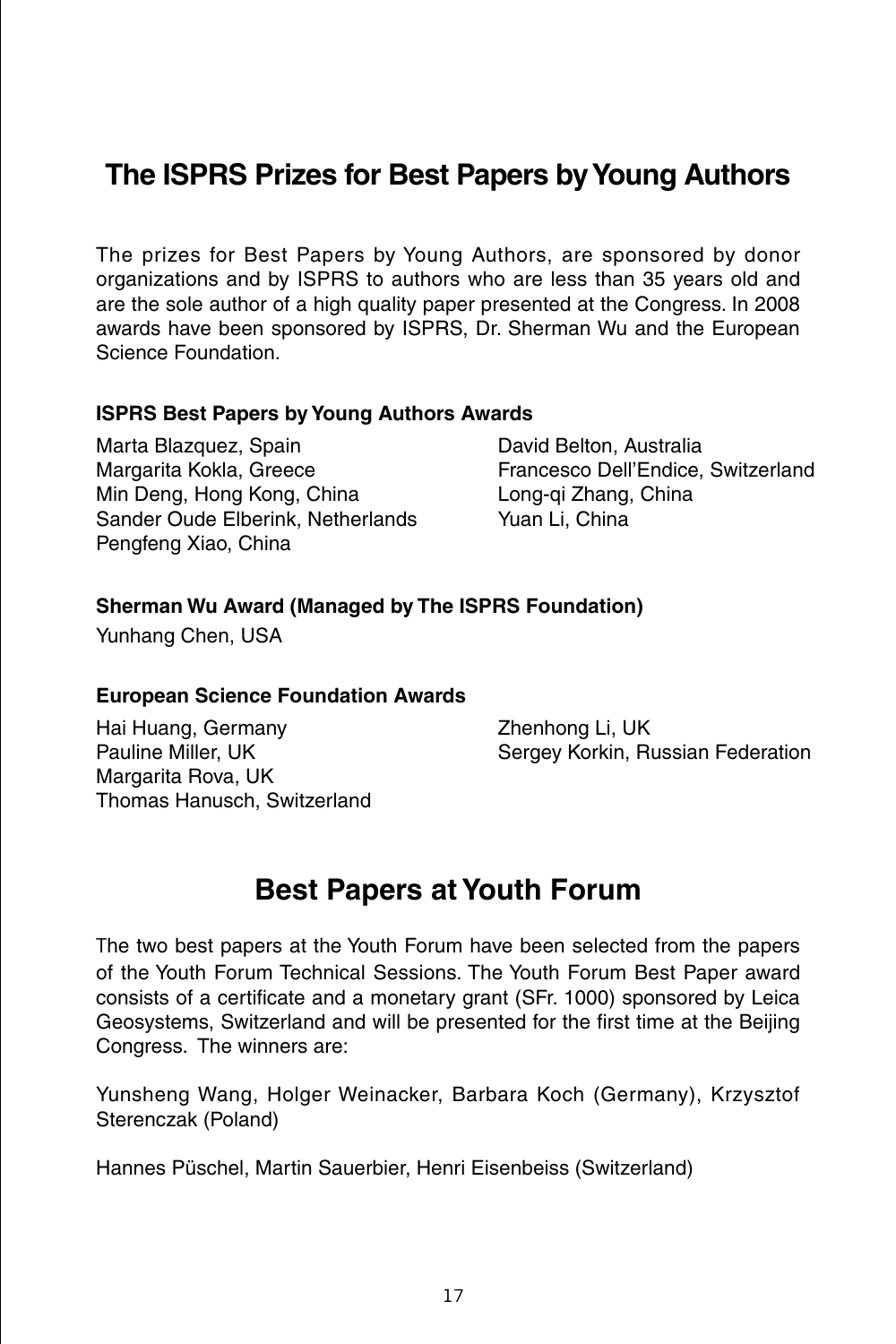# The ISPRS Prizes for Best Papers by Young Authors

The prizes for Best Papers by Young Authors, are sponsored by donor organizations and by ISPRS to authors who are less than 35 years old and are the sole author of a high quality paper presented at the Congress. In 2008 awards have been sponsored by ISPRS, Dr. Sherman Wu and the European Science Foundation.

### ISPRS Best Papers by Young Authors Awards

Marta Blazquez, Spain
Margarita Kokla, Greece
Min Deng, Hong Kong, China
Sander Oude Elberink, Netherlands
Pengfeng Xiao, China
David Belton, Australia
Francesco Dell'Endice, Switzerland
Long-qi Zhang, China
Yuan Li, China

### Sherman Wu Award (Managed by The ISPRS Foundation)

Yunhang Chen, USA

### European Science Foundation Awards

Hai Huang, Germany
Pauline Miller, UK
Margarita Rova, UK
Thomas Hanusch, Switzerland
Zhenhong Li, UK
Sergey Korkin, Russian Federation

# Best Papers at Youth Forum

The two best papers at the Youth Forum have been selected from the papers of the Youth Forum Technical Sessions. The Youth Forum Best Paper award consists of a certificate and a monetary grant (SFr. 1000) sponsored by Leica Geosystems, Switzerland and will be presented for the first time at the Beijing Congress. The winners are:

Yunsheng Wang, Holger Weinacker, Barbara Koch (Germany), Krzysztof Sterenczak (Poland)

Hannes Püschel, Martin Sauerbier, Henri Eisenbeiss (Switzerland)